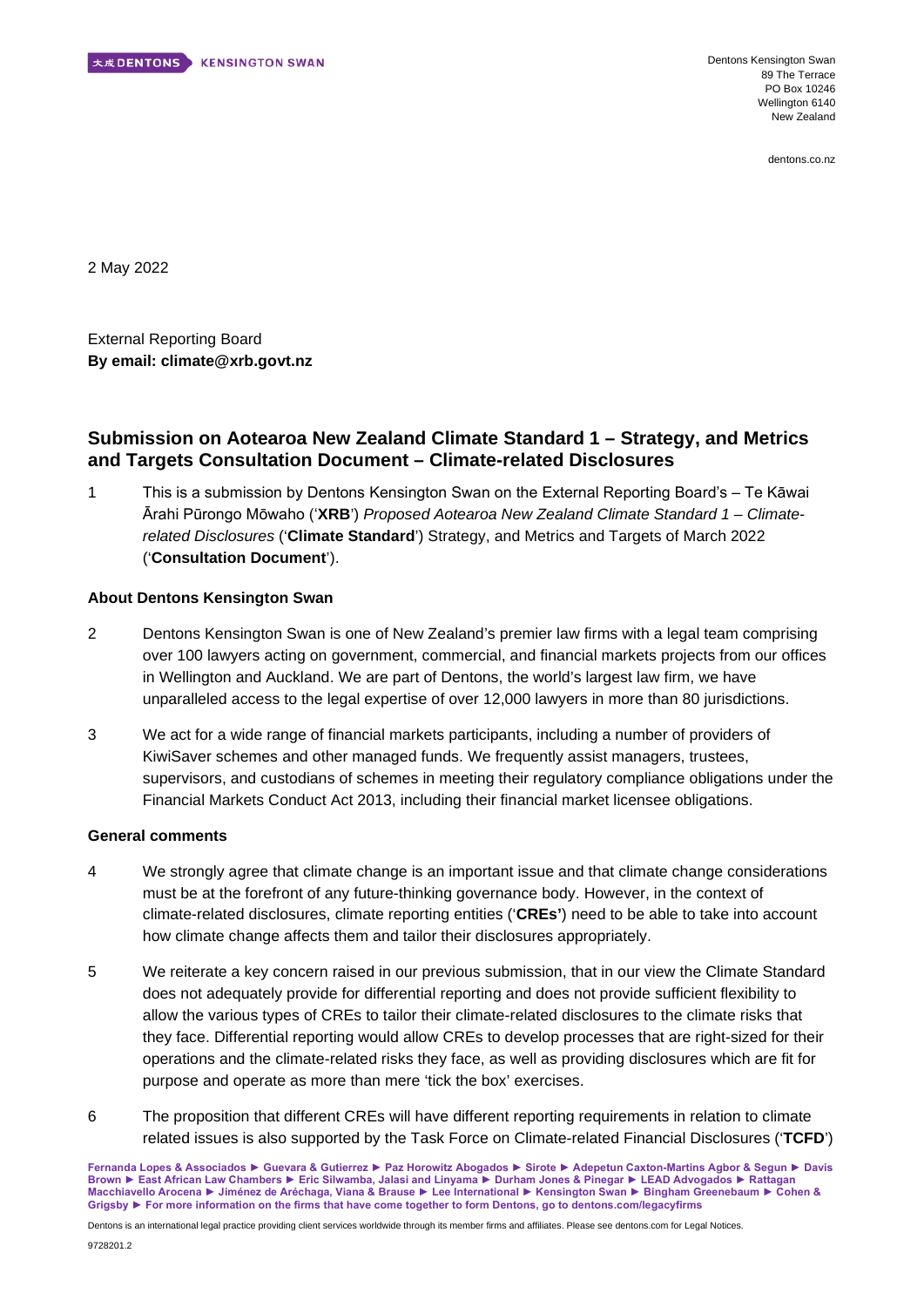Dentons Kensington Swan
89 The Terrace
PO Box 10246
Wellington 6140
New Zealand

dentons.co.nz

2 May 2022

External Reporting Board
**By email: climate@xrb.govt.nz**

## Submission on Aotearoa New Zealand Climate Standard 1 – Strategy, and Metrics and Targets Consultation Document – Climate-related Disclosures

1 This is a submission by Dentons Kensington Swan on the External Reporting Board's – Te Kāwai Ārahi Pūrongo Mōwaho ('**XRB**') *Proposed Aotearoa New Zealand Climate Standard 1 – Climate-related Disclosures* ('**Climate Standard**') Strategy, and Metrics and Targets of March 2022 ('**Consultation Document**').

### About Dentons Kensington Swan

2 Dentons Kensington Swan is one of New Zealand's premier law firms with a legal team comprising over 100 lawyers acting on government, commercial, and financial markets projects from our offices in Wellington and Auckland. We are part of Dentons, the world's largest law firm, we have unparalleled access to the legal expertise of over 12,000 lawyers in more than 80 jurisdictions.

3 We act for a wide range of financial markets participants, including a number of providers of KiwiSaver schemes and other managed funds. We frequently assist managers, trustees, supervisors, and custodians of schemes in meeting their regulatory compliance obligations under the Financial Markets Conduct Act 2013, including their financial market licensee obligations.

### General comments

4 We strongly agree that climate change is an important issue and that climate change considerations must be at the forefront of any future-thinking governance body. However, in the context of climate-related disclosures, climate reporting entities ('**CREs'**) need to be able to take into account how climate change affects them and tailor their disclosures appropriately.

5 We reiterate a key concern raised in our previous submission, that in our view the Climate Standard does not adequately provide for differential reporting and does not provide sufficient flexibility to allow the various types of CREs to tailor their climate-related disclosures to the climate risks that they face. Differential reporting would allow CREs to develop processes that are right-sized for their operations and the climate-related risks they face, as well as providing disclosures which are fit for purpose and operate as more than mere 'tick the box' exercises.

6 The proposition that different CREs will have different reporting requirements in relation to climate related issues is also supported by the Task Force on Climate-related Financial Disclosures ('**TCFD**')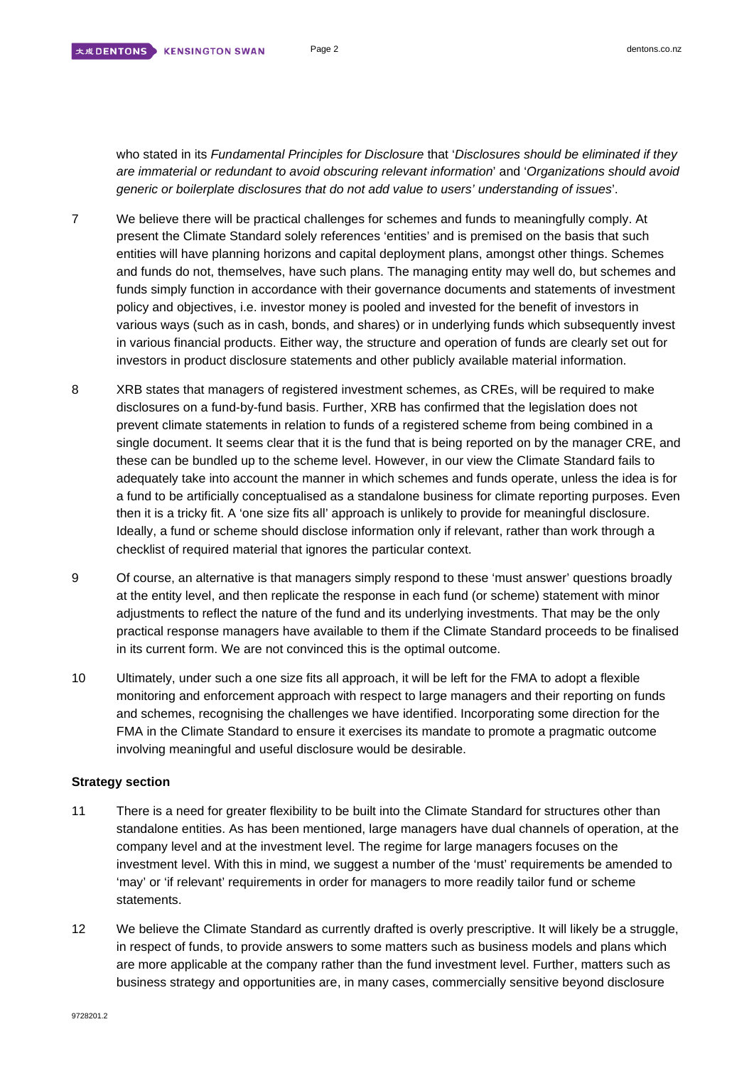who stated in its *Fundamental Principles for Disclosure* that '*Disclosures should be eliminated if they are immaterial or redundant to avoid obscuring relevant information*' and '*Organizations should avoid generic or boilerplate disclosures that do not add value to users' understanding of issues*'.

7 We believe there will be practical challenges for schemes and funds to meaningfully comply. At present the Climate Standard solely references 'entities' and is premised on the basis that such entities will have planning horizons and capital deployment plans, amongst other things. Schemes and funds do not, themselves, have such plans. The managing entity may well do, but schemes and funds simply function in accordance with their governance documents and statements of investment policy and objectives, i.e. investor money is pooled and invested for the benefit of investors in various ways (such as in cash, bonds, and shares) or in underlying funds which subsequently invest in various financial products. Either way, the structure and operation of funds are clearly set out for investors in product disclosure statements and other publicly available material information.

8 XRB states that managers of registered investment schemes, as CREs, will be required to make disclosures on a fund-by-fund basis. Further, XRB has confirmed that the legislation does not prevent climate statements in relation to funds of a registered scheme from being combined in a single document. It seems clear that it is the fund that is being reported on by the manager CRE, and these can be bundled up to the scheme level. However, in our view the Climate Standard fails to adequately take into account the manner in which schemes and funds operate, unless the idea is for a fund to be artificially conceptualised as a standalone business for climate reporting purposes. Even then it is a tricky fit. A 'one size fits all' approach is unlikely to provide for meaningful disclosure. Ideally, a fund or scheme should disclose information only if relevant, rather than work through a checklist of required material that ignores the particular context.

9 Of course, an alternative is that managers simply respond to these 'must answer' questions broadly at the entity level, and then replicate the response in each fund (or scheme) statement with minor adjustments to reflect the nature of the fund and its underlying investments. That may be the only practical response managers have available to them if the Climate Standard proceeds to be finalised in its current form. We are not convinced this is the optimal outcome.

10 Ultimately, under such a one size fits all approach, it will be left for the FMA to adopt a flexible monitoring and enforcement approach with respect to large managers and their reporting on funds and schemes, recognising the challenges we have identified. Incorporating some direction for the FMA in the Climate Standard to ensure it exercises its mandate to promote a pragmatic outcome involving meaningful and useful disclosure would be desirable.

**Strategy section**

11 There is a need for greater flexibility to be built into the Climate Standard for structures other than standalone entities. As has been mentioned, large managers have dual channels of operation, at the company level and at the investment level. The regime for large managers focuses on the investment level. With this in mind, we suggest a number of the 'must' requirements be amended to 'may' or 'if relevant' requirements in order for managers to more readily tailor fund or scheme statements.

12 We believe the Climate Standard as currently drafted is overly prescriptive. It will likely be a struggle, in respect of funds, to provide answers to some matters such as business models and plans which are more applicable at the company rather than the fund investment level. Further, matters such as business strategy and opportunities are, in many cases, commercially sensitive beyond disclosure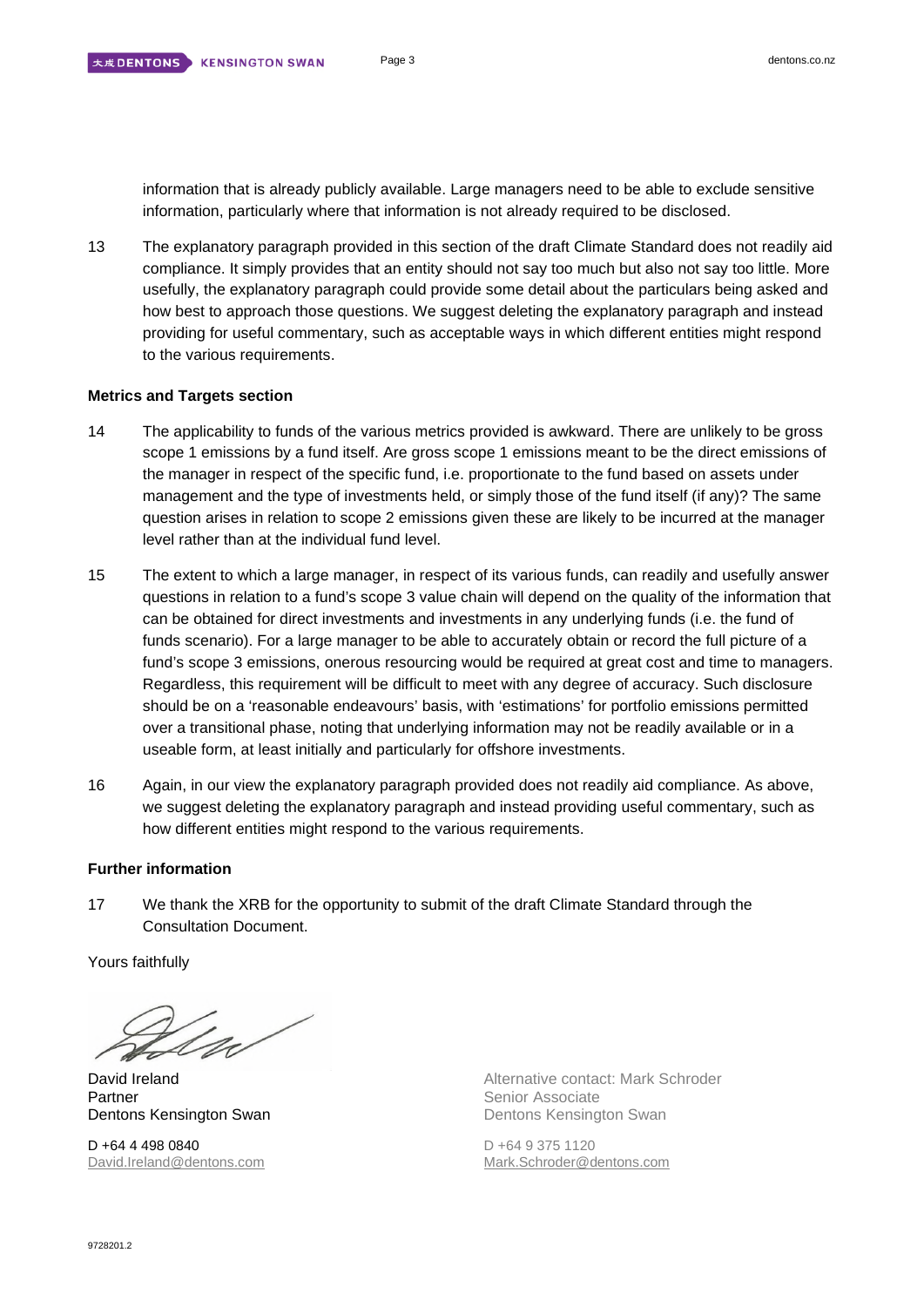information that is already publicly available. Large managers need to be able to exclude sensitive information, particularly where that information is not already required to be disclosed.

13 The explanatory paragraph provided in this section of the draft Climate Standard does not readily aid compliance. It simply provides that an entity should not say too much but also not say too little. More usefully, the explanatory paragraph could provide some detail about the particulars being asked and how best to approach those questions. We suggest deleting the explanatory paragraph and instead providing for useful commentary, such as acceptable ways in which different entities might respond to the various requirements.

**Metrics and Targets section**

14 The applicability to funds of the various metrics provided is awkward. There are unlikely to be gross scope 1 emissions by a fund itself. Are gross scope 1 emissions meant to be the direct emissions of the manager in respect of the specific fund, i.e. proportionate to the fund based on assets under management and the type of investments held, or simply those of the fund itself (if any)? The same question arises in relation to scope 2 emissions given these are likely to be incurred at the manager level rather than at the individual fund level.

15 The extent to which a large manager, in respect of its various funds, can readily and usefully answer questions in relation to a fund's scope 3 value chain will depend on the quality of the information that can be obtained for direct investments and investments in any underlying funds (i.e. the fund of funds scenario). For a large manager to be able to accurately obtain or record the full picture of a fund's scope 3 emissions, onerous resourcing would be required at great cost and time to managers. Regardless, this requirement will be difficult to meet with any degree of accuracy. Such disclosure should be on a 'reasonable endeavours' basis, with 'estimations' for portfolio emissions permitted over a transitional phase, noting that underlying information may not be readily available or in a useable form, at least initially and particularly for offshore investments.

16 Again, in our view the explanatory paragraph provided does not readily aid compliance. As above, we suggest deleting the explanatory paragraph and instead providing useful commentary, such as how different entities might respond to the various requirements.

**Further information**

17 We thank the XRB for the opportunity to submit of the draft Climate Standard through the Consultation Document.

Yours faithfully

David Ireland
Partner
Dentons Kensington Swan

D +64 4 498 0840
David.Ireland@dentons.com

Alternative contact: Mark Schroder
Senior Associate
Dentons Kensington Swan

D +64 9 375 1120
Mark.Schroder@dentons.com

9728201.2